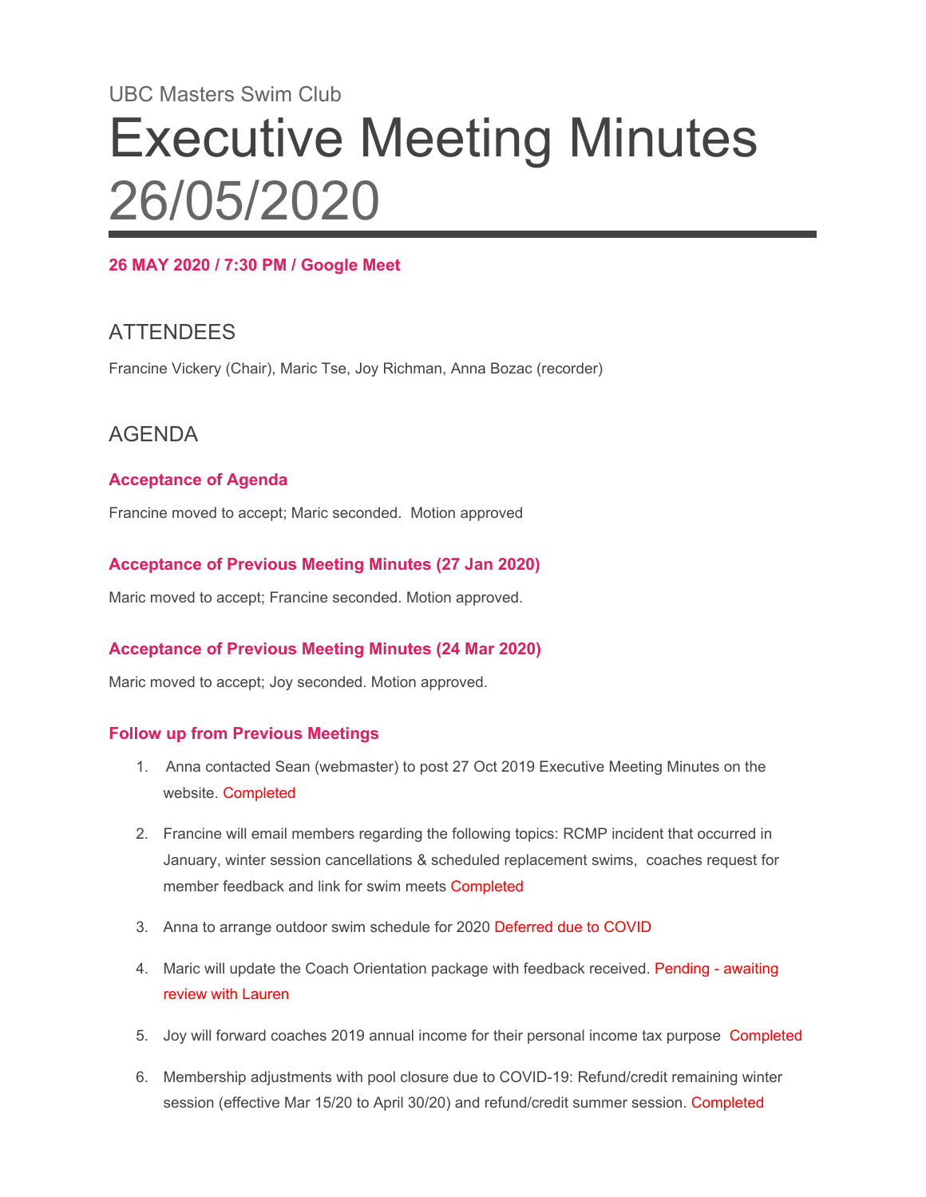UBC Masters Swim Club

# Executive Meeting Minutes 26/05/2020

**26 MAY 2020 / 7:30 PM / Google Meet**

## ATTENDEES

Francine Vickery (Chair), Maric Tse, Joy Richman, Anna Bozac (recorder)

## AGENDA

### Acceptance of Agenda

Francine moved to accept; Maric seconded. Motion approved

### Acceptance of Previous Meeting Minutes (27 Jan 2020)

Maric moved to accept; Francine seconded. Motion approved.

### Acceptance of Previous Meeting Minutes (24 Mar 2020)

Maric moved to accept; Joy seconded. Motion approved.

### Follow up from Previous Meetings

1. Anna contacted Sean (webmaster) to post 27 Oct 2019 Executive Meeting Minutes on the website. Completed
2. Francine will email members regarding the following topics: RCMP incident that occurred in January, winter session cancellations & scheduled replacement swims, coaches request for member feedback and link for swim meets Completed
3. Anna to arrange outdoor swim schedule for 2020 Deferred due to COVID
4. Maric will update the Coach Orientation package with feedback received. Pending - awaiting review with Lauren
5. Joy will forward coaches 2019 annual income for their personal income tax purpose Completed
6. Membership adjustments with pool closure due to COVID-19: Refund/credit remaining winter session (effective Mar 15/20 to April 30/20) and refund/credit summer session. Completed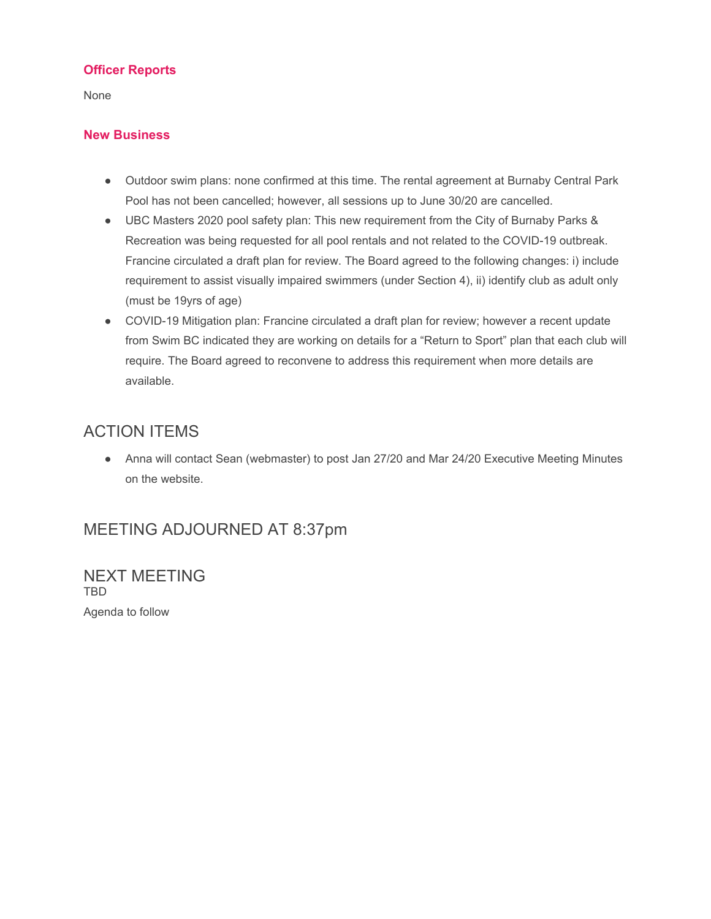### Officer Reports

None

### New Business

- Outdoor swim plans: none confirmed at this time. The rental agreement at Burnaby Central Park Pool has not been cancelled; however, all sessions up to June 30/20 are cancelled.
- UBC Masters 2020 pool safety plan: This new requirement from the City of Burnaby Parks & Recreation was being requested for all pool rentals and not related to the COVID-19 outbreak. Francine circulated a draft plan for review. The Board agreed to the following changes: i) include requirement to assist visually impaired swimmers (under Section 4), ii) identify club as adult only (must be 19yrs of age)
- COVID-19 Mitigation plan: Francine circulated a draft plan for review; however a recent update from Swim BC indicated they are working on details for a "Return to Sport" plan that each club will require. The Board agreed to reconvene to address this requirement when more details are available.

## ACTION ITEMS

- Anna will contact Sean (webmaster) to post Jan 27/20 and Mar 24/20 Executive Meeting Minutes on the website.

## MEETING ADJOURNED AT 8:37pm

## NEXT MEETING

TBD

Agenda to follow